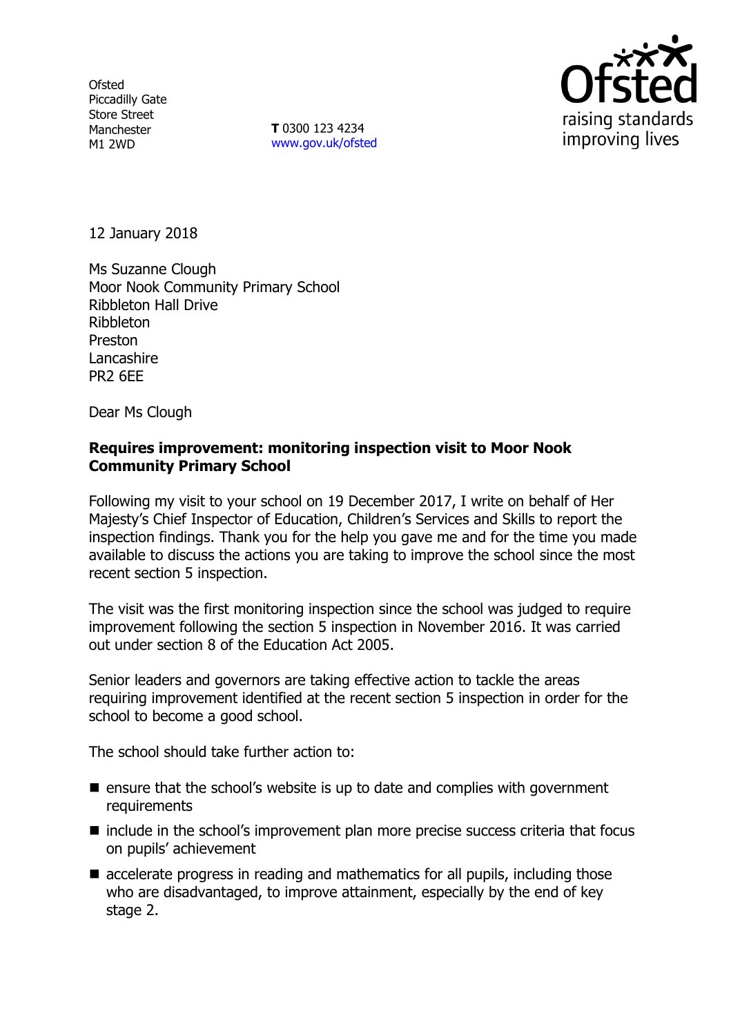Ofsted
Piccadilly Gate
Store Street
Manchester
M1 2WD

**T** 0300 123 4234
www.gov.uk/ofsted

12 January 2018

Ms Suzanne Clough
Moor Nook Community Primary School
Ribbleton Hall Drive
Ribbleton
Preston
Lancashire
PR2 6EE

Dear Ms Clough

**Requires improvement: monitoring inspection visit to Moor Nook Community Primary School**

Following my visit to your school on 19 December 2017, I write on behalf of Her Majesty's Chief Inspector of Education, Children's Services and Skills to report the inspection findings. Thank you for the help you gave me and for the time you made available to discuss the actions you are taking to improve the school since the most recent section 5 inspection.

The visit was the first monitoring inspection since the school was judged to require improvement following the section 5 inspection in November 2016. It was carried out under section 8 of the Education Act 2005.

Senior leaders and governors are taking effective action to tackle the areas requiring improvement identified at the recent section 5 inspection in order for the school to become a good school.

The school should take further action to:

- ensure that the school's website is up to date and complies with government requirements
- include in the school's improvement plan more precise success criteria that focus on pupils' achievement
- accelerate progress in reading and mathematics for all pupils, including those who are disadvantaged, to improve attainment, especially by the end of key stage 2.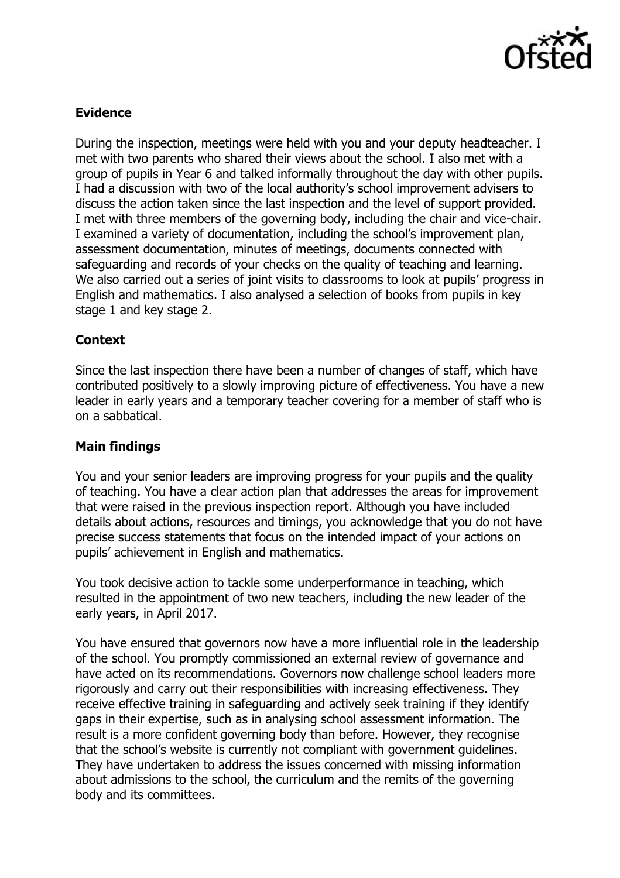## Evidence

During the inspection, meetings were held with you and your deputy headteacher. I met with two parents who shared their views about the school. I also met with a group of pupils in Year 6 and talked informally throughout the day with other pupils. I had a discussion with two of the local authority's school improvement advisers to discuss the action taken since the last inspection and the level of support provided. I met with three members of the governing body, including the chair and vice-chair. I examined a variety of documentation, including the school's improvement plan, assessment documentation, minutes of meetings, documents connected with safeguarding and records of your checks on the quality of teaching and learning. We also carried out a series of joint visits to classrooms to look at pupils' progress in English and mathematics. I also analysed a selection of books from pupils in key stage 1 and key stage 2.

## Context

Since the last inspection there have been a number of changes of staff, which have contributed positively to a slowly improving picture of effectiveness. You have a new leader in early years and a temporary teacher covering for a member of staff who is on a sabbatical.

## Main findings

You and your senior leaders are improving progress for your pupils and the quality of teaching. You have a clear action plan that addresses the areas for improvement that were raised in the previous inspection report. Although you have included details about actions, resources and timings, you acknowledge that you do not have precise success statements that focus on the intended impact of your actions on pupils' achievement in English and mathematics.

You took decisive action to tackle some underperformance in teaching, which resulted in the appointment of two new teachers, including the new leader of the early years, in April 2017.

You have ensured that governors now have a more influential role in the leadership of the school. You promptly commissioned an external review of governance and have acted on its recommendations. Governors now challenge school leaders more rigorously and carry out their responsibilities with increasing effectiveness. They receive effective training in safeguarding and actively seek training if they identify gaps in their expertise, such as in analysing school assessment information. The result is a more confident governing body than before. However, they recognise that the school's website is currently not compliant with government guidelines. They have undertaken to address the issues concerned with missing information about admissions to the school, the curriculum and the remits of the governing body and its committees.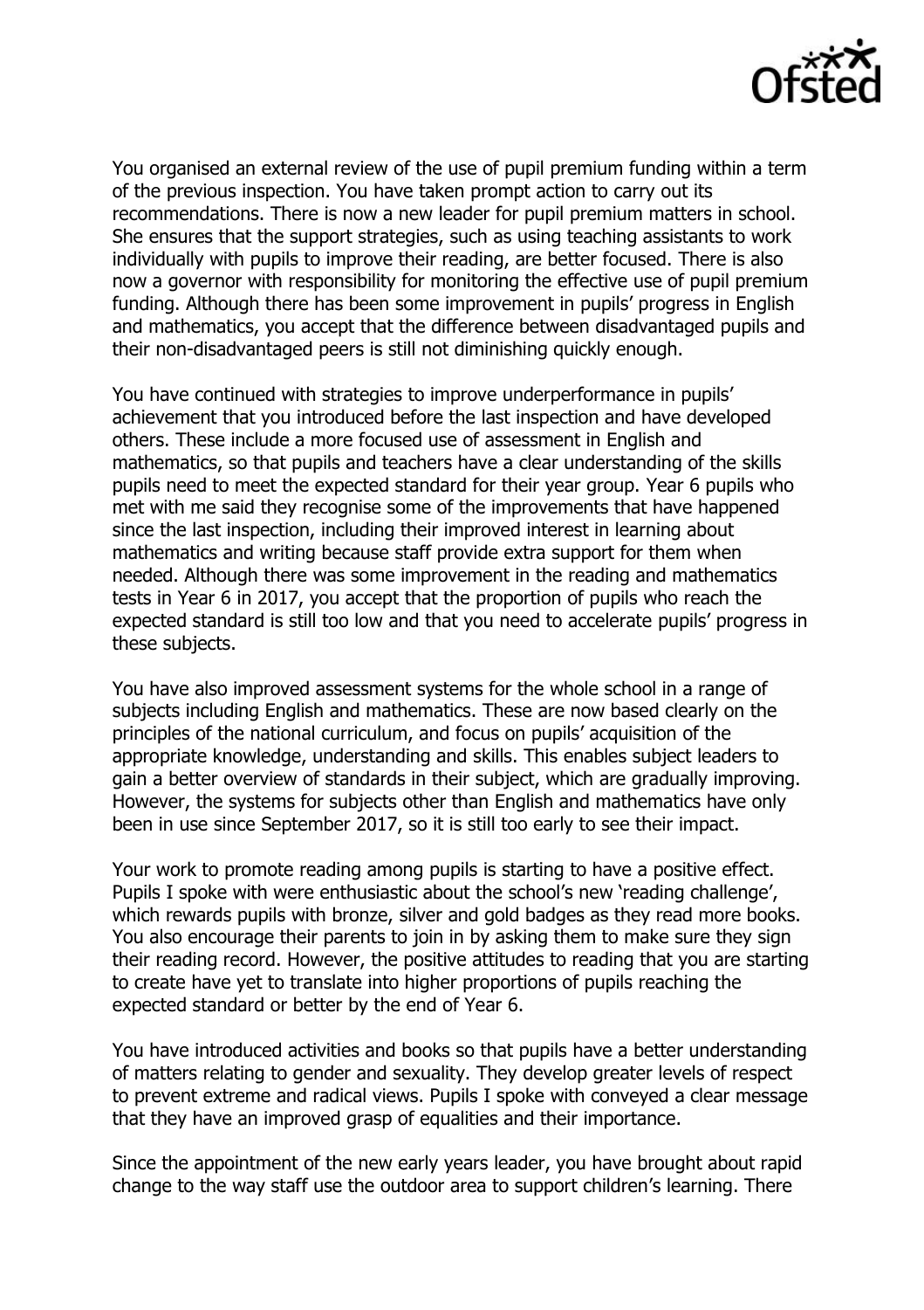You organised an external review of the use of pupil premium funding within a term of the previous inspection. You have taken prompt action to carry out its recommendations. There is now a new leader for pupil premium matters in school. She ensures that the support strategies, such as using teaching assistants to work individually with pupils to improve their reading, are better focused. There is also now a governor with responsibility for monitoring the effective use of pupil premium funding. Although there has been some improvement in pupils' progress in English and mathematics, you accept that the difference between disadvantaged pupils and their non-disadvantaged peers is still not diminishing quickly enough.

You have continued with strategies to improve underperformance in pupils' achievement that you introduced before the last inspection and have developed others. These include a more focused use of assessment in English and mathematics, so that pupils and teachers have a clear understanding of the skills pupils need to meet the expected standard for their year group. Year 6 pupils who met with me said they recognise some of the improvements that have happened since the last inspection, including their improved interest in learning about mathematics and writing because staff provide extra support for them when needed. Although there was some improvement in the reading and mathematics tests in Year 6 in 2017, you accept that the proportion of pupils who reach the expected standard is still too low and that you need to accelerate pupils' progress in these subjects.

You have also improved assessment systems for the whole school in a range of subjects including English and mathematics. These are now based clearly on the principles of the national curriculum, and focus on pupils' acquisition of the appropriate knowledge, understanding and skills. This enables subject leaders to gain a better overview of standards in their subject, which are gradually improving. However, the systems for subjects other than English and mathematics have only been in use since September 2017, so it is still too early to see their impact.

Your work to promote reading among pupils is starting to have a positive effect. Pupils I spoke with were enthusiastic about the school's new 'reading challenge', which rewards pupils with bronze, silver and gold badges as they read more books. You also encourage their parents to join in by asking them to make sure they sign their reading record. However, the positive attitudes to reading that you are starting to create have yet to translate into higher proportions of pupils reaching the expected standard or better by the end of Year 6.

You have introduced activities and books so that pupils have a better understanding of matters relating to gender and sexuality. They develop greater levels of respect to prevent extreme and radical views. Pupils I spoke with conveyed a clear message that they have an improved grasp of equalities and their importance.

Since the appointment of the new early years leader, you have brought about rapid change to the way staff use the outdoor area to support children's learning. There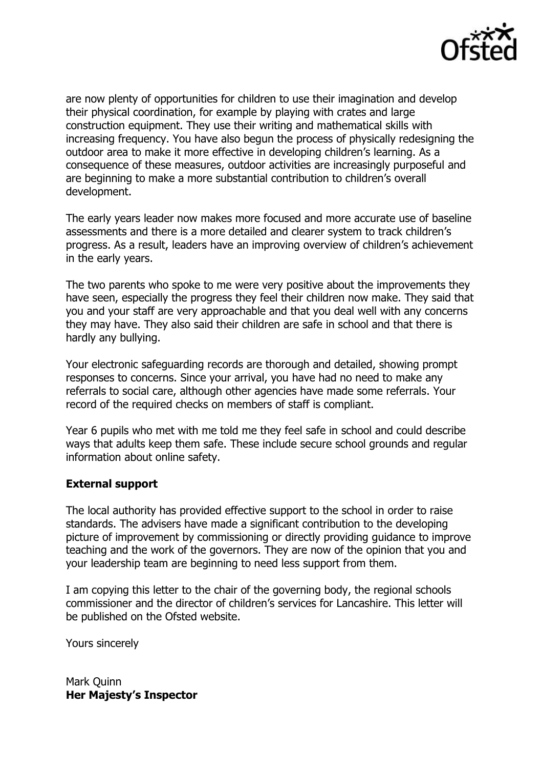are now plenty of opportunities for children to use their imagination and develop their physical coordination, for example by playing with crates and large construction equipment. They use their writing and mathematical skills with increasing frequency. You have also begun the process of physically redesigning the outdoor area to make it more effective in developing children's learning. As a consequence of these measures, outdoor activities are increasingly purposeful and are beginning to make a more substantial contribution to children's overall development.

The early years leader now makes more focused and more accurate use of baseline assessments and there is a more detailed and clearer system to track children's progress. As a result, leaders have an improving overview of children's achievement in the early years.

The two parents who spoke to me were very positive about the improvements they have seen, especially the progress they feel their children now make. They said that you and your staff are very approachable and that you deal well with any concerns they may have. They also said their children are safe in school and that there is hardly any bullying.

Your electronic safeguarding records are thorough and detailed, showing prompt responses to concerns. Since your arrival, you have had no need to make any referrals to social care, although other agencies have made some referrals. Your record of the required checks on members of staff is compliant.

Year 6 pupils who met with me told me they feel safe in school and could describe ways that adults keep them safe. These include secure school grounds and regular information about online safety.

**External support**

The local authority has provided effective support to the school in order to raise standards. The advisers have made a significant contribution to the developing picture of improvement by commissioning or directly providing guidance to improve teaching and the work of the governors. They are now of the opinion that you and your leadership team are beginning to need less support from them.

I am copying this letter to the chair of the governing body, the regional schools commissioner and the director of children's services for Lancashire. This letter will be published on the Ofsted website.

Yours sincerely

Mark Quinn
**Her Majesty's Inspector**